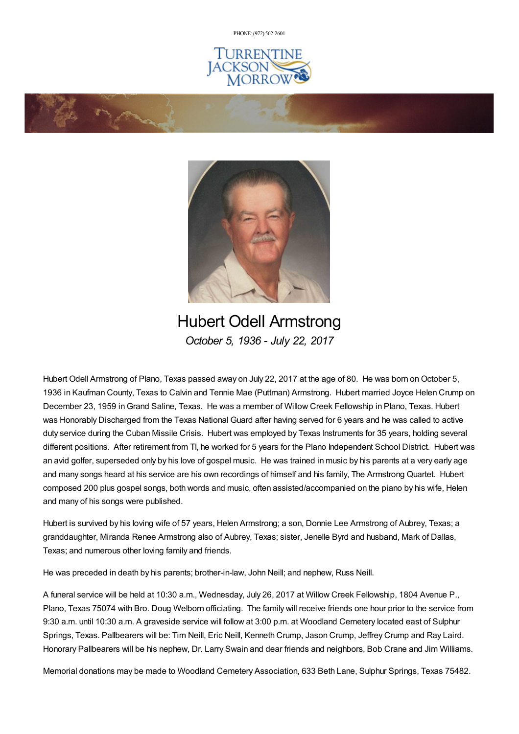PHONE: (972) 562-2601

Turrentine Jackson Morrow

# Hubert Odell Armstrong

*October 5, 1936 - July 22, 2017*

Hubert Odell Armstrong of Plano, Texas passed away on July 22, 2017 at the age of 80. He was born on October 5, 1936 in Kaufman County, Texas to Calvin and Tennie Mae (Puttman) Armstrong. Hubert married Joyce Helen Crump on December 23, 1959 in Grand Saline, Texas. He was a member of Willow Creek Fellowship in Plano, Texas. Hubert was Honorably Discharged from the Texas National Guard after having served for 6 years and he was called to active duty service during the Cuban Missile Crisis. Hubert was employed by Texas Instruments for 35 years, holding several different positions. After retirement from TI, he worked for 5 years for the Plano Independent School District. Hubert was an avid golfer, superseded only by his love of gospel music. He was trained in music by his parents at a very early age and many songs heard at his service are his own recordings of himself and his family, The Armstrong Quartet. Hubert composed 200 plus gospel songs, both words and music, often assisted/accompanied on the piano by his wife, Helen and many of his songs were published.

Hubert is survived by his loving wife of 57 years, Helen Armstrong; a son, Donnie Lee Armstrong of Aubrey, Texas; a granddaughter, Miranda Renee Armstrong also of Aubrey, Texas; sister, Jenelle Byrd and husband, Mark of Dallas, Texas; and numerous other loving family and friends.

He was preceded in death by his parents; brother-in-law, John Neill; and nephew, Russ Neill.

A funeral service will be held at 10:30 a.m., Wednesday, July 26, 2017 at Willow Creek Fellowship, 1804 Avenue P., Plano, Texas 75074 with Bro. Doug Welborn officiating. The family will receive friends one hour prior to the service from 9:30 a.m. until 10:30 a.m. A graveside service will follow at 3:00 p.m. at Woodland Cemetery located east of Sulphur Springs, Texas. Pallbearers will be: Tim Neill, Eric Neill, Kenneth Crump, Jason Crump, Jeffrey Crump and Ray Laird. Honorary Pallbearers will be his nephew, Dr. Larry Swain and dear friends and neighbors, Bob Crane and Jim Williams.

Memorial donations may be made to Woodland Cemetery Association, 633 Beth Lane, Sulphur Springs, Texas 75482.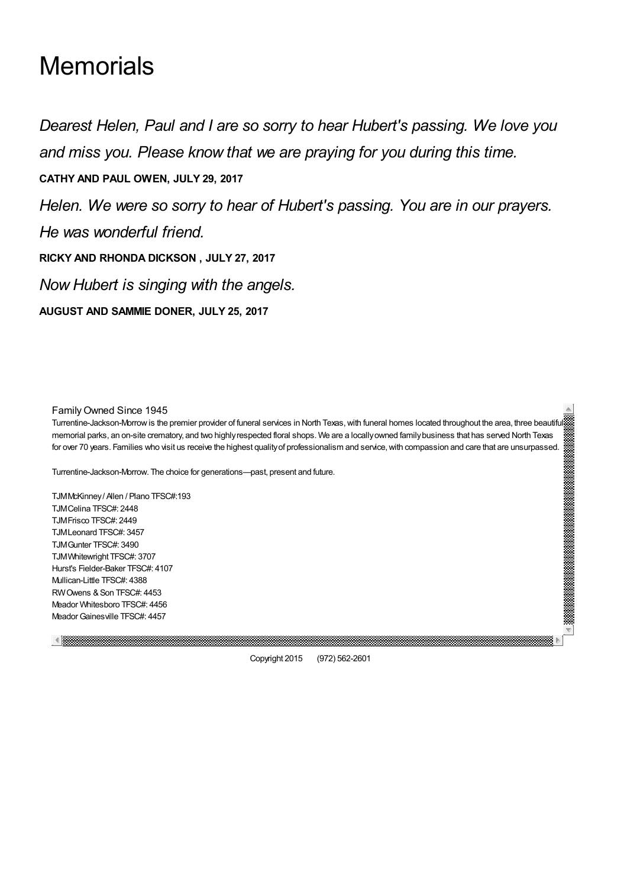# Memorials

*Dearest Helen, Paul and I are so sorry to hear Hubert's passing. We love you and miss you. Please know that we are praying for you during this time.*

**CATHY AND PAUL OWEN, JULY 29, 2017**

*Helen. We were so sorry to hear of Hubert's passing. You are in our prayers. He was wonderful friend.*

**RICKY AND RHONDA DICKSON , JULY 27, 2017**

*Now Hubert is singing with the angels.*

**AUGUST AND SAMMIE DONER, JULY 25, 2017**

Family Owned Since 1945

Turrentine-Jackson-Morrow is the premier provider of funeral services in North Texas, with funeral homes located throughout the area, three beautiful memorial parks, an on-site crematory, and two highly respected floral shops. We are a locally owned family business that has served North Texas for over 70 years. Families who visit us receive the highest quality of professionalism and service, with compassion and care that are unsurpassed.

Turrentine-Jackson-Morrow. The choice for generations—past, present and future.

TJM McKinney / Allen / Plano TFSC#:193
TJM Celina TFSC#: 2448
TJM Frisco TFSC#: 2449
TJM Leonard TFSC#: 3457
TJM Gunter TFSC#: 3490
TJM Whitewright TFSC#: 3707
Hurst's Fielder-Baker TFSC#: 4107
Mullican-Little TFSC#: 4388
RW Owens & Son TFSC#: 4453
Meador Whitesboro TFSC#: 4456
Meador Gainesville TFSC#: 4457

Copyright 2015 (972) 562-2601